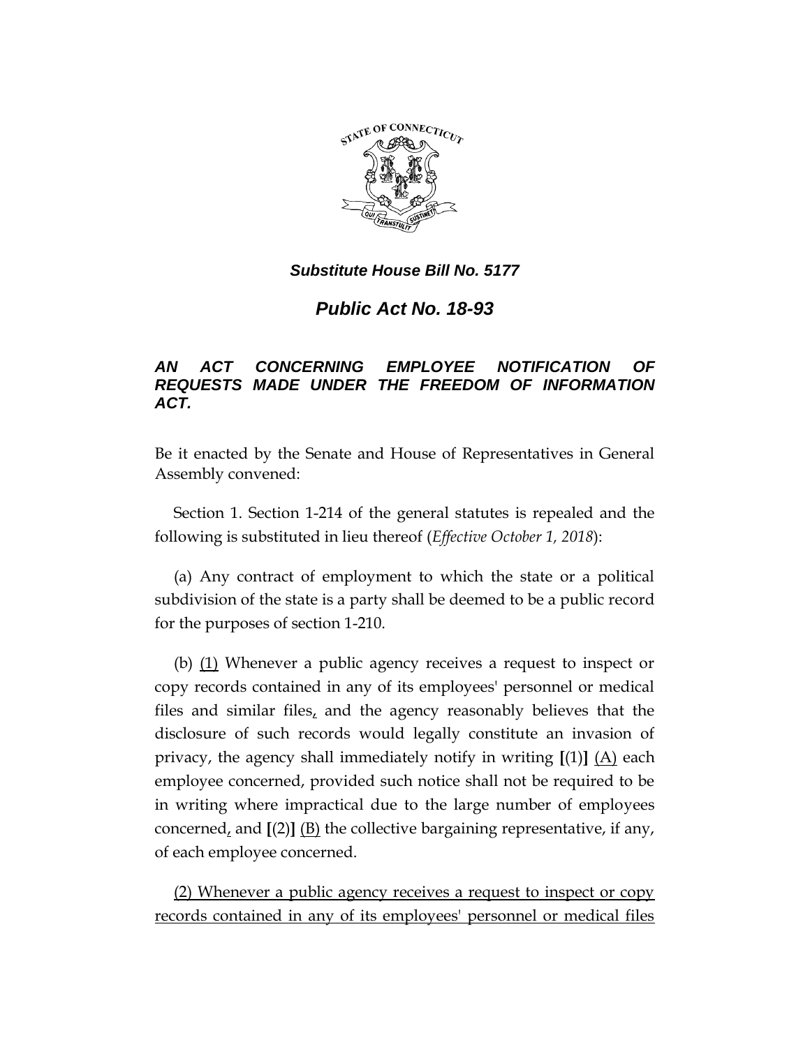***Substitute House Bill No. 5177***

## ***Public Act No. 18-93***

### ***AN ACT CONCERNING EMPLOYEE NOTIFICATION OF REQUESTS MADE UNDER THE FREEDOM OF INFORMATION ACT.***

Be it enacted by the Senate and House of Representatives in General Assembly convened:

Section 1. Section 1-214 of the general statutes is repealed and the following is substituted in lieu thereof (*Effective October 1, 2018*):

(a) Any contract of employment to which the state or a political subdivision of the state is a party shall be deemed to be a public record for the purposes of section 1-210.

(b) <u>(1)</u> Whenever a public agency receives a request to inspect or copy records contained in any of its employees' personnel or medical files and similar files<u>,</u> and the agency reasonably believes that the disclosure of such records would legally constitute an invasion of privacy, the agency shall immediately notify in writing **[**(1)**]** <u>(A)</u> each employee concerned, provided such notice shall not be required to be in writing where impractical due to the large number of employees concerned<u>,</u> and **[**(2)**]** <u>(B)</u> the collective bargaining representative, if any, of each employee concerned.

<u>(2) Whenever a public agency receives a request to inspect or copy records contained in any of its employees' personnel or medical files</u>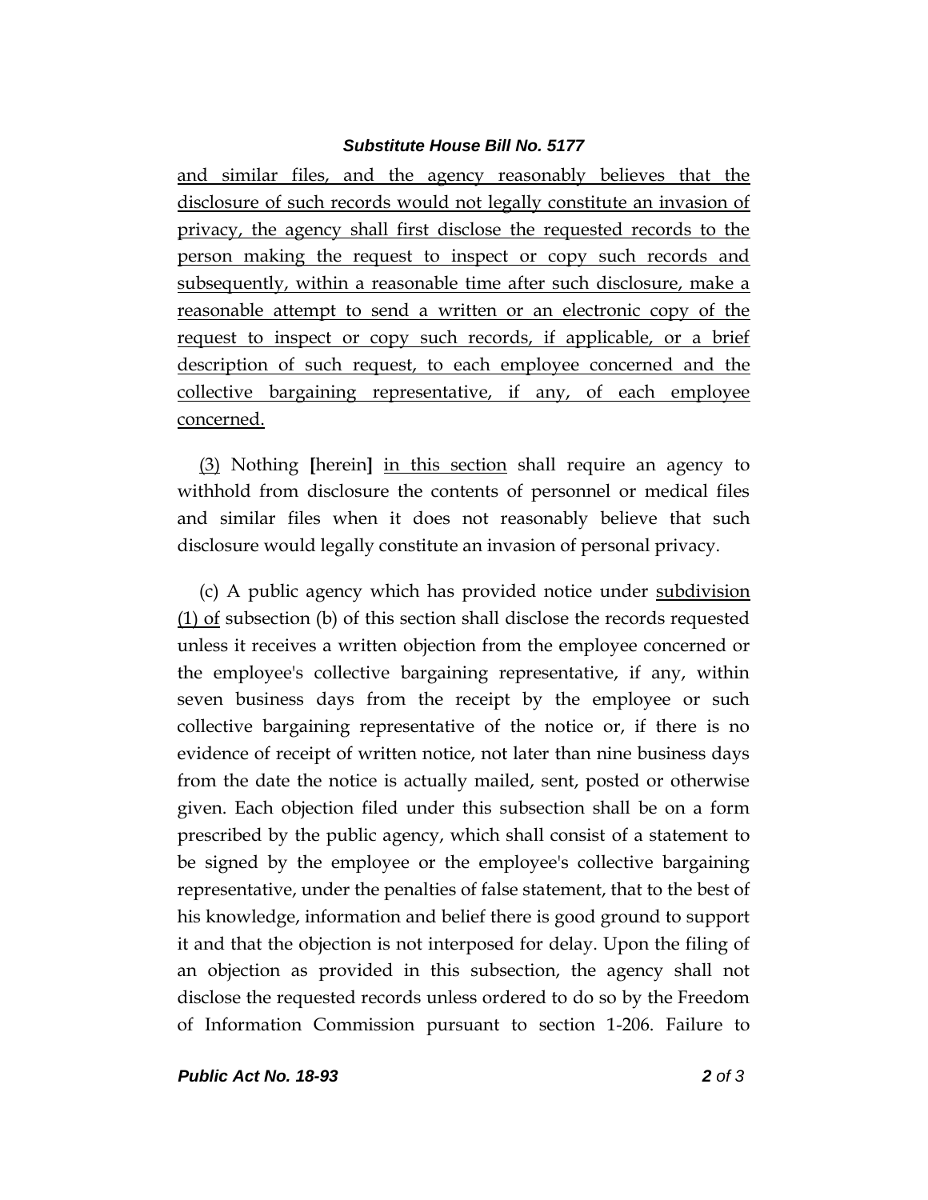and similar files, and the agency reasonably believes that the disclosure of such records would not legally constitute an invasion of privacy, the agency shall first disclose the requested records to the person making the request to inspect or copy such records and subsequently, within a reasonable time after such disclosure, make a reasonable attempt to send a written or an electronic copy of the request to inspect or copy such records, if applicable, or a brief description of such request, to each employee concerned and the collective bargaining representative, if any, of each employee concerned.

(3) Nothing **[**herein**]** in this section shall require an agency to withhold from disclosure the contents of personnel or medical files and similar files when it does not reasonably believe that such disclosure would legally constitute an invasion of personal privacy.

(c) A public agency which has provided notice under subdivision (1) of subsection (b) of this section shall disclose the records requested unless it receives a written objection from the employee concerned or the employee's collective bargaining representative, if any, within seven business days from the receipt by the employee or such collective bargaining representative of the notice or, if there is no evidence of receipt of written notice, not later than nine business days from the date the notice is actually mailed, sent, posted or otherwise given. Each objection filed under this subsection shall be on a form prescribed by the public agency, which shall consist of a statement to be signed by the employee or the employee's collective bargaining representative, under the penalties of false statement, that to the best of his knowledge, information and belief there is good ground to support it and that the objection is not interposed for delay. Upon the filing of an objection as provided in this subsection, the agency shall not disclose the requested records unless ordered to do so by the Freedom of Information Commission pursuant to section 1-206. Failure to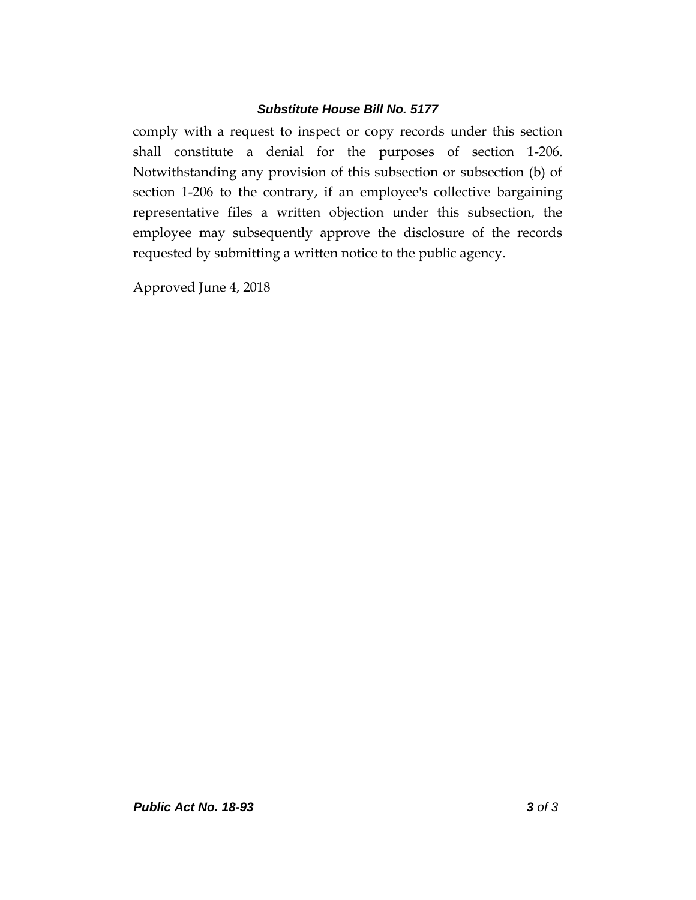comply with a request to inspect or copy records under this section shall constitute a denial for the purposes of section 1-206. Notwithstanding any provision of this subsection or subsection (b) of section 1-206 to the contrary, if an employee's collective bargaining representative files a written objection under this subsection, the employee may subsequently approve the disclosure of the records requested by submitting a written notice to the public agency.

Approved June 4, 2018